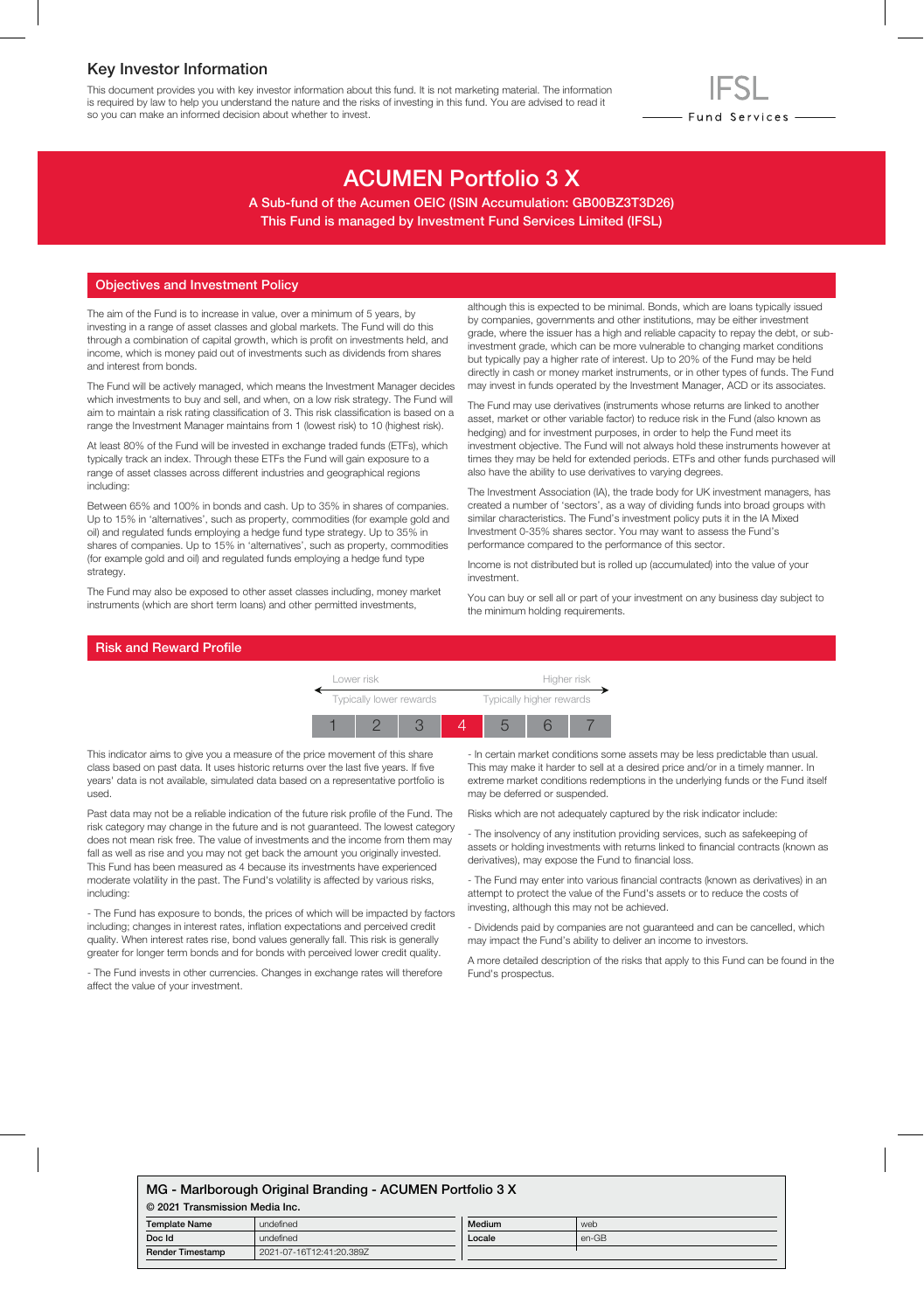## Key Investor Information

This document provides you with key investor information about this fund. It is not marketing material. The information is required by law to help you understand the nature and the risks of investing in this fund. You are advised to read it so you can make an informed decision about whether to invest.

IFSL Fund Services

# ACUMEN Portfolio 3 X

A Sub-fund of the Acumen OEIC (ISIN Accumulation: GB00BZ3T3D26)

This Fund is managed by Investment Fund Services Limited (IFSL)

## Objectives and Investment Policy

The aim of the Fund is to increase in value, over a minimum of 5 years, by investing in a range of asset classes and global markets. The Fund will do this through a combination of capital growth, which is profit on investments held, and income, which is money paid out of investments such as dividends from shares and interest from bonds.

The Fund will be actively managed, which means the Investment Manager decides which investments to buy and sell, and when, on a low risk strategy. The Fund will aim to maintain a risk rating classification of 3. This risk classification is based on a range the Investment Manager maintains from 1 (lowest risk) to 10 (highest risk).

At least 80% of the Fund will be invested in exchange traded funds (ETFs), which typically track an index. Through these ETFs the Fund will gain exposure to a range of asset classes across different industries and geographical regions including:

Between 65% and 100% in bonds and cash. Up to 35% in shares of companies. Up to 15% in 'alternatives', such as property, commodities (for example gold and oil) and regulated funds employing a hedge fund type strategy. Up to 35% in shares of companies. Up to 15% in 'alternatives', such as property, commodities (for example gold and oil) and regulated funds employing a hedge fund type strategy.

The Fund may also be exposed to other asset classes including, money market instruments (which are short term loans) and other permitted investments, although this is expected to be minimal. Bonds, which are loans typically issued by companies, governments and other institutions, may be either investment grade, where the issuer has a high and reliable capacity to repay the debt, or sub-investment grade, which can be more vulnerable to changing market conditions but typically pay a higher rate of interest. Up to 20% of the Fund may be held directly in cash or money market instruments, or in other types of funds. The Fund may invest in funds operated by the Investment Manager, ACD or its associates.

The Fund may use derivatives (instruments whose returns are linked to another asset, market or other variable factor) to reduce risk in the Fund (also known as hedging) and for investment purposes, in order to help the Fund meet its investment objective. The Fund will not always hold these instruments however at times they may be held for extended periods. ETFs and other funds purchased will also have the ability to use derivatives to varying degrees.

The Investment Association (IA), the trade body for UK investment managers, has created a number of 'sectors', as a way of dividing funds into broad groups with similar characteristics. The Fund's investment policy puts it in the IA Mixed Investment 0-35% shares sector. You may want to assess the Fund's performance compared to the performance of this sector.

Income is not distributed but is rolled up (accumulated) into the value of your investment.

You can buy or sell all or part of your investment on any business day subject to the minimum holding requirements.

## Risk and Reward Profile

Lower risk — Higher risk

Typically lower rewards — Typically higher rewards

| 1 | 2 | 3 | **4** | 5 | 6 | 7 |
|---|---|---|---|---|---|---|

This indicator aims to give you a measure of the price movement of this share class based on past data. It uses historic returns over the last five years. If five years' data is not available, simulated data based on a representative portfolio is used.

Past data may not be a reliable indication of the future risk profile of the Fund. The risk category may change in the future and is not guaranteed. The lowest category does not mean risk free. The value of investments and the income from them may fall as well as rise and you may not get back the amount you originally invested. This Fund has been measured as 4 because its investments have experienced moderate volatility in the past. The Fund's volatility is affected by various risks, including:

- The Fund has exposure to bonds, the prices of which will be impacted by factors including; changes in interest rates, inflation expectations and perceived credit quality. When interest rates rise, bond values generally fall. This risk is generally greater for longer term bonds and for bonds with perceived lower credit quality.

- The Fund invests in other currencies. Changes in exchange rates will therefore affect the value of your investment.

- In certain market conditions some assets may be less predictable than usual. This may make it harder to sell at a desired price and/or in a timely manner. In extreme market conditions redemptions in the underlying funds or the Fund itself may be deferred or suspended.

Risks which are not adequately captured by the risk indicator include:

- The insolvency of any institution providing services, such as safekeeping of assets or holding investments with returns linked to financial contracts (known as derivatives), may expose the Fund to financial loss.

- The Fund may enter into various financial contracts (known as derivatives) in an attempt to protect the value of the Fund's assets or to reduce the costs of investing, although this may not be achieved.

- Dividends paid by companies are not guaranteed and can be cancelled, which may impact the Fund's ability to deliver an income to investors.

A more detailed description of the risks that apply to this Fund can be found in the Fund's prospectus.

**MG - Marlborough Original Branding - ACUMEN Portfolio 3 X**

**© 2021 Transmission Media Inc.**

| Template Name | undefined | Medium | web |
|---|---|---|---|
| Doc Id | undefined | Locale | en-GB |
| Render Timestamp | 2021-07-16T12:41:20.389Z | | |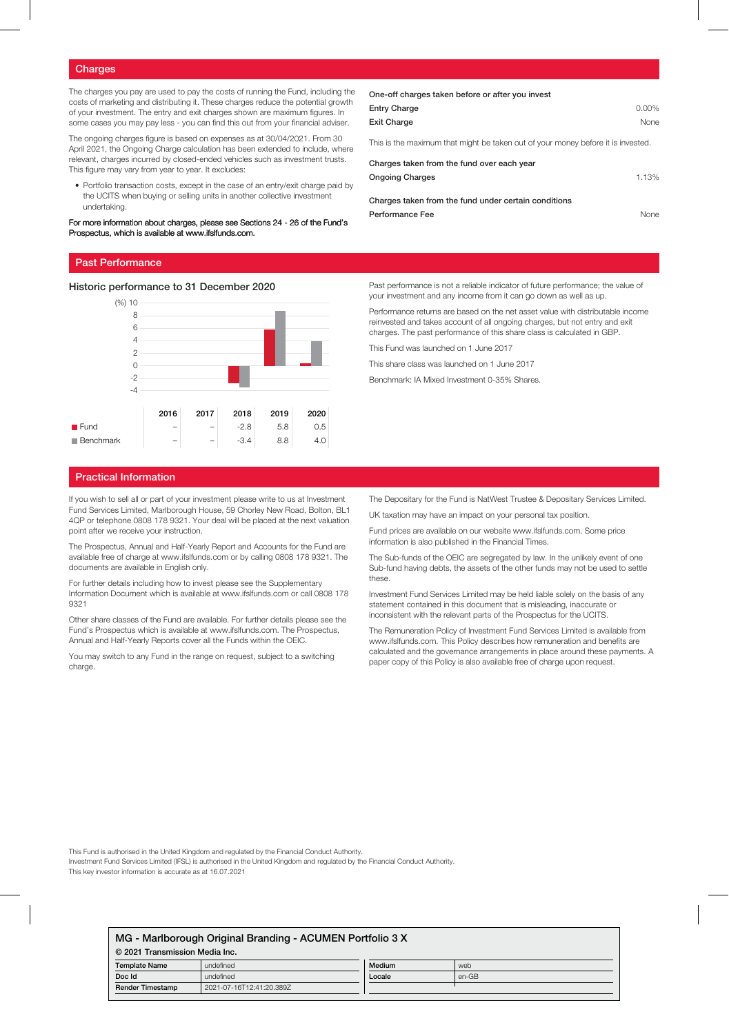## Charges

The charges you pay are used to pay the costs of running the Fund, including the costs of marketing and distributing it. These charges reduce the potential growth of your investment. The entry and exit charges shown are maximum figures. In some cases you may pay less - you can find this out from your financial adviser.

The ongoing charges figure is based on expenses as at 30/04/2021. From 30 April 2021, the Ongoing Charge calculation has been extended to include, where relevant, charges incurred by closed-ended vehicles such as investment trusts. This figure may vary from year to year. It excludes:

- Portfolio transaction costs, except in the case of an entry/exit charge paid by the UCITS when buying or selling units in another collective investment undertaking.

**For more information about charges, please see Sections 24 - 26 of the Fund's Prospectus, which is available at www.ifslfunds.com.**

| | |
|---|---|
| **One-off charges taken before or after you invest** | |
| **Entry Charge** | 0.00% |
| **Exit Charge** | None |
| This is the maximum that might be taken out of your money before it is invested. | |
| **Charges taken from the fund over each year** | |
| **Ongoing Charges** | 1.13% |
| **Charges taken from the fund under certain conditions** | |
| **Performance Fee** | None |

## Past Performance

### Historic performance to 31 December 2020

(%) 10
8
6
4
2
0
-2
-4

| | 2016 | 2017 | 2018 | 2019 | 2020 |
|---|---|---|---|---|---|
| Fund | – | – | -2.8 | 5.8 | 0.5 |
| Benchmark | – | – | -3.4 | 8.8 | 4.0 |

Past performance is not a reliable indicator of future performance; the value of your investment and any income from it can go down as well as up.

Performance returns are based on the net asset value with distributable income reinvested and takes account of all ongoing charges, but not entry and exit charges. The past performance of this share class is calculated in GBP.

This Fund was launched on 1 June 2017

This share class was launched on 1 June 2017

Benchmark: IA Mixed Investment 0-35% Shares.

## Practical Information

If you wish to sell all or part of your investment please write to us at Investment Fund Services Limited, Marlborough House, 59 Chorley New Road, Bolton, BL1 4QP or telephone 0808 178 9321. Your deal will be placed at the next valuation point after we receive your instruction.

The Prospectus, Annual and Half-Yearly Report and Accounts for the Fund are available free of charge at www.ifslfunds.com or by calling 0808 178 9321. The documents are available in English only.

For further details including how to invest please see the Supplementary Information Document which is available at www.ifslfunds.com or call 0808 178 9321

Other share classes of the Fund are available. For further details please see the Fund's Prospectus which is available at www.ifslfunds.com. The Prospectus, Annual and Half-Yearly Reports cover all the Funds within the OEIC.

You may switch to any Fund in the range on request, subject to a switching charge.

The Depositary for the Fund is NatWest Trustee & Depositary Services Limited.

UK taxation may have an impact on your personal tax position.

Fund prices are available on our website www.ifslfunds.com. Some price information is also published in the Financial Times.

The Sub-funds of the OEIC are segregated by law. In the unlikely event of one Sub-fund having debts, the assets of the other funds may not be used to settle these.

Investment Fund Services Limited may be held liable solely on the basis of any statement contained in this document that is misleading, inaccurate or inconsistent with the relevant parts of the Prospectus for the UCITS.

The Remuneration Policy of Investment Fund Services Limited is available from www.ifslfunds.com. This Policy describes how remuneration and benefits are calculated and the governance arrangements in place around these payments. A paper copy of this Policy is also available free of charge upon request.

This Fund is authorised in the United Kingdom and regulated by the Financial Conduct Authority.
Investment Fund Services Limited (IFSL) is authorised in the United Kingdom and regulated by the Financial Conduct Authority.
This key investor information is accurate as at 16.07.2021

**MG - Marlborough Original Branding - ACUMEN Portfolio 3 X**
**© 2021 Transmission Media Inc.**

| | | | |
|---|---|---|---|
| **Template Name** | undefined | **Medium** | web |
| **Doc Id** | undefined | **Locale** | en-GB |
| **Render Timestamp** | 2021-07-16T12:41:20.389Z | | |